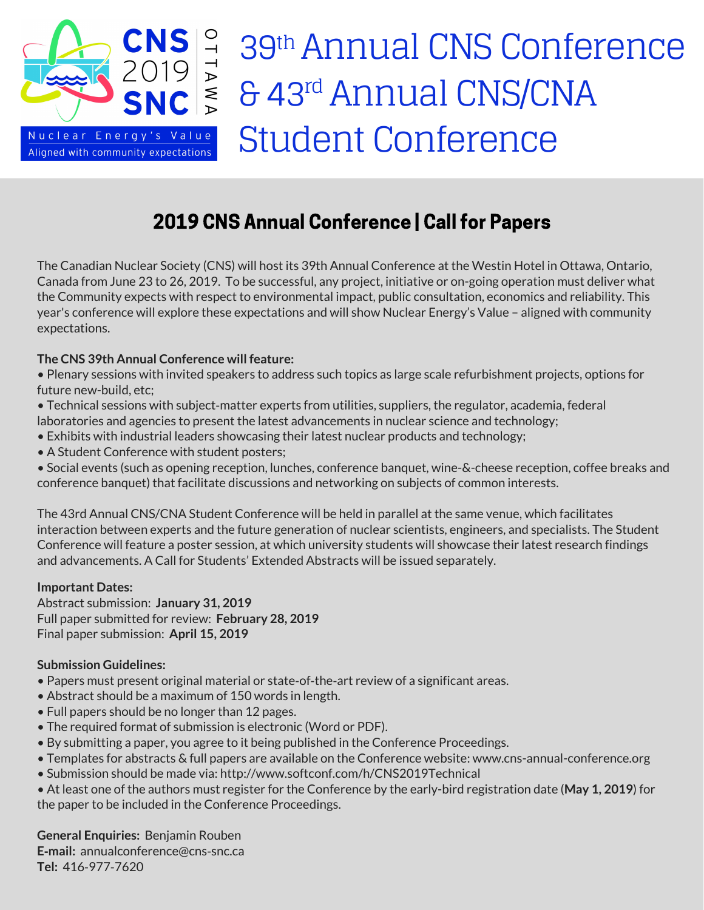CNS 2019 SNC OTTAWA

Nuclear Energy's Value
Aligned with community expectations

# 39th Annual CNS Conference & 43rd Annual CNS/CNA Student Conference

## 2019 CNS Annual Conference | Call for Papers

The Canadian Nuclear Society (CNS) will host its 39th Annual Conference at the Westin Hotel in Ottawa, Ontario, Canada from June 23 to 26, 2019. To be successful, any project, initiative or on-going operation must deliver what the Community expects with respect to environmental impact, public consultation, economics and reliability. This year's conference will explore these expectations and will show Nuclear Energy's Value – aligned with community expectations.

**The CNS 39th Annual Conference will feature:**

- Plenary sessions with invited speakers to address such topics as large scale refurbishment projects, options for future new-build, etc;
- Technical sessions with subject-matter experts from utilities, suppliers, the regulator, academia, federal laboratories and agencies to present the latest advancements in nuclear science and technology;
- Exhibits with industrial leaders showcasing their latest nuclear products and technology;
- A Student Conference with student posters;
- Social events (such as opening reception, lunches, conference banquet, wine-&-cheese reception, coffee breaks and conference banquet) that facilitate discussions and networking on subjects of common interests.

The 43rd Annual CNS/CNA Student Conference will be held in parallel at the same venue, which facilitates interaction between experts and the future generation of nuclear scientists, engineers, and specialists. The Student Conference will feature a poster session, at which university students will showcase their latest research findings and advancements. A Call for Students' Extended Abstracts will be issued separately.

**Important Dates:**
Abstract submission: **January 31, 2019**
Full paper submitted for review: **February 28, 2019**
Final paper submission: **April 15, 2019**

**Submission Guidelines:**

- Papers must present original material or state-of-the-art review of a significant areas.
- Abstract should be a maximum of 150 words in length.
- Full papers should be no longer than 12 pages.
- The required format of submission is electronic (Word or PDF).
- By submitting a paper, you agree to it being published in the Conference Proceedings.
- Templates for abstracts & full papers are available on the Conference website: www.cns-annual-conference.org
- Submission should be made via: http://www.softconf.com/h/CNS2019Technical
- At least one of the authors must register for the Conference by the early-bird registration date (**May 1, 2019**) for the paper to be included in the Conference Proceedings.

**General Enquiries:** Benjamin Rouben
**E-mail:** annualconference@cns-snc.ca
**Tel:** 416-977-7620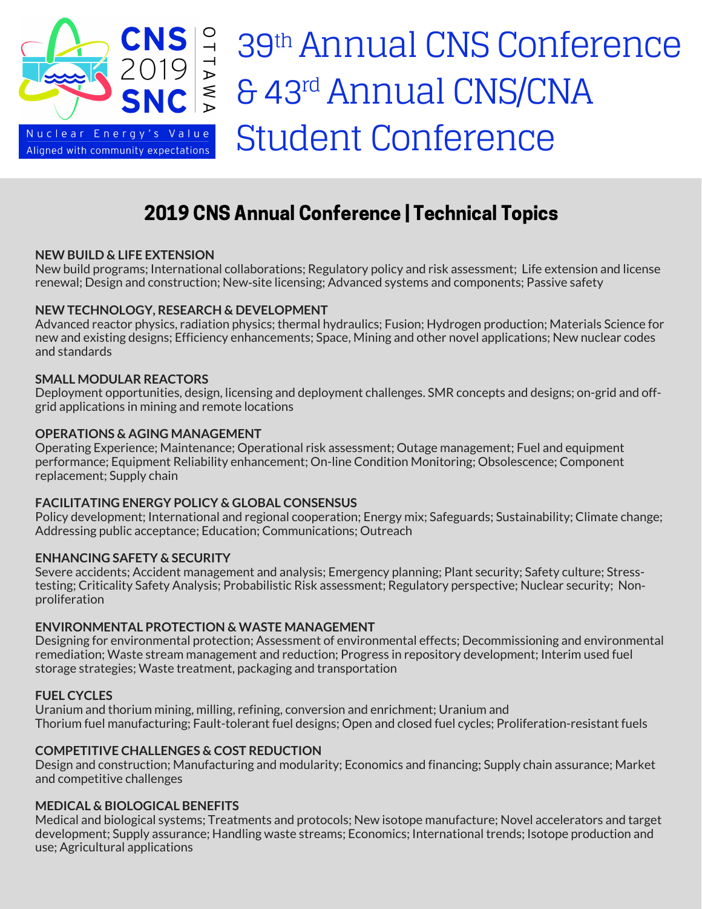CNS 2019 SNC OTTAWA

Nuclear Energy's Value
Aligned with community expectations

# 39th Annual CNS Conference & 43rd Annual CNS/CNA Student Conference

## 2019 CNS Annual Conference | Technical Topics

**NEW BUILD & LIFE EXTENSION**
New build programs; International collaborations; Regulatory policy and risk assessment; Life extension and license renewal; Design and construction; New-site licensing; Advanced systems and components; Passive safety

**NEW TECHNOLOGY, RESEARCH & DEVELOPMENT**
Advanced reactor physics, radiation physics; thermal hydraulics; Fusion; Hydrogen production; Materials Science for new and existing designs; Efficiency enhancements; Space, Mining and other novel applications; New nuclear codes and standards

**SMALL MODULAR REACTORS**
Deployment opportunities, design, licensing and deployment challenges. SMR concepts and designs; on-grid and off-grid applications in mining and remote locations

**OPERATIONS & AGING MANAGEMENT**
Operating Experience; Maintenance; Operational risk assessment; Outage management; Fuel and equipment performance; Equipment Reliability enhancement; On-line Condition Monitoring; Obsolescence; Component replacement; Supply chain

**FACILITATING ENERGY POLICY & GLOBAL CONSENSUS**
Policy development; International and regional cooperation; Energy mix; Safeguards; Sustainability; Climate change; Addressing public acceptance; Education; Communications; Outreach

**ENHANCING SAFETY & SECURITY**
Severe accidents; Accident management and analysis; Emergency planning; Plant security; Safety culture; Stress-testing; Criticality Safety Analysis; Probabilistic Risk assessment; Regulatory perspective; Nuclear security; Non-proliferation

**ENVIRONMENTAL PROTECTION & WASTE MANAGEMENT**
Designing for environmental protection; Assessment of environmental effects; Decommissioning and environmental remediation; Waste stream management and reduction; Progress in repository development; Interim used fuel storage strategies; Waste treatment, packaging and transportation

**FUEL CYCLES**
Uranium and thorium mining, milling, refining, conversion and enrichment; Uranium and Thorium fuel manufacturing; Fault-tolerant fuel designs; Open and closed fuel cycles; Proliferation-resistant fuels

**COMPETITIVE CHALLENGES & COST REDUCTION**
Design and construction; Manufacturing and modularity; Economics and financing; Supply chain assurance; Market and competitive challenges

**MEDICAL & BIOLOGICAL BENEFITS**
Medical and biological systems; Treatments and protocols; New isotope manufacture; Novel accelerators and target development; Supply assurance; Handling waste streams; Economics; International trends; Isotope production and use; Agricultural applications